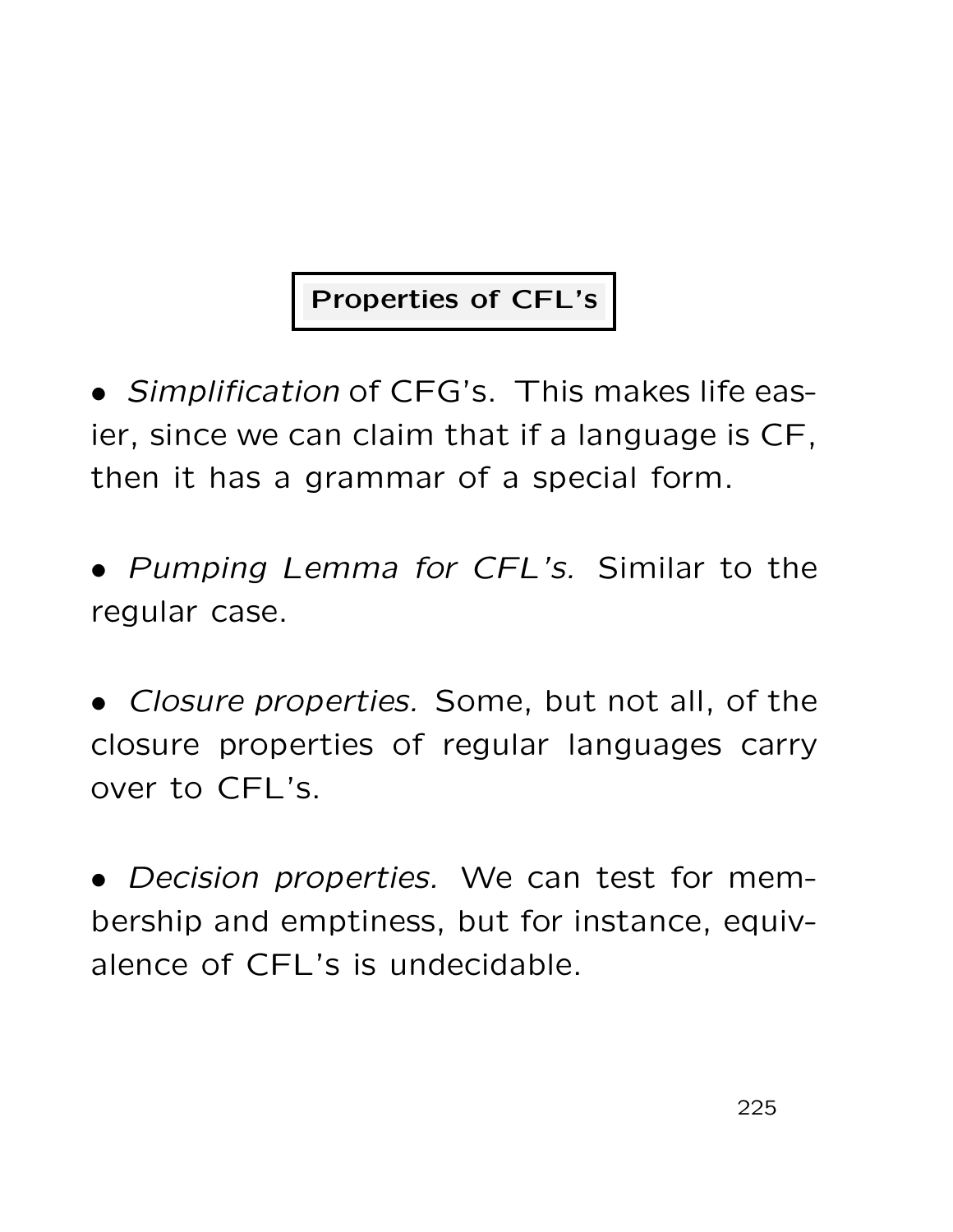# Properties of CFL's

- *Simplification* of CFG's. This makes life easier, since we can claim that if a language is CF, then it has a grammar of a special form.

- *Pumping Lemma for CFL's.* Similar to the regular case.

- *Closure properties.* Some, but not all, of the closure properties of regular languages carry over to CFL's.

- *Decision properties.* We can test for membership and emptiness, but for instance, equivalence of CFL's is undecidable.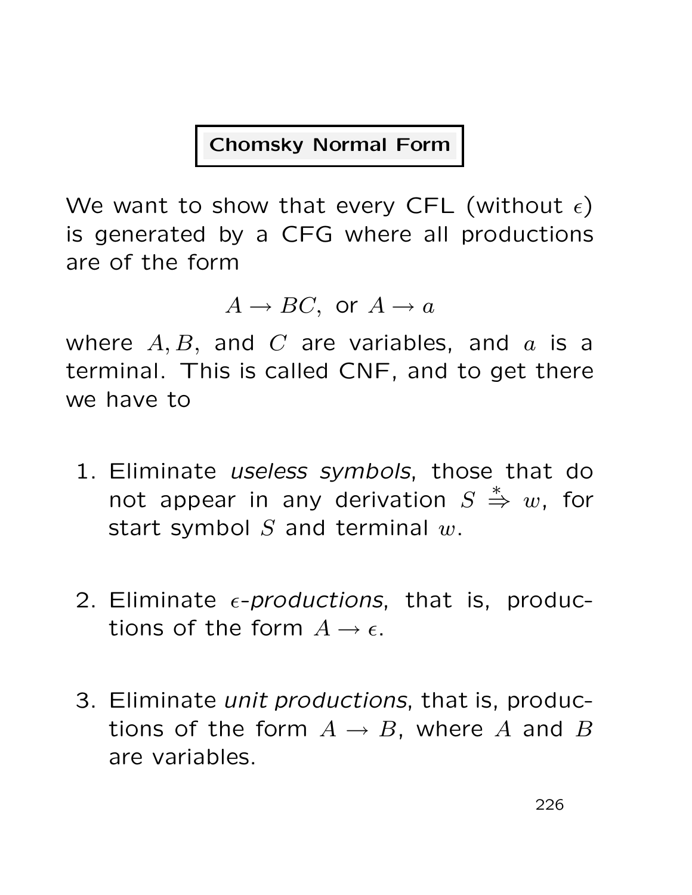# Chomsky Normal Form

We want to show that every CFL (without $\epsilon$) is generated by a CFG where all productions are of the form

$$A \rightarrow BC, \text{ or } A \rightarrow a$$

where $A, B$, and $C$ are variables, and $a$ is a terminal. This is called CNF, and to get there we have to

1. Eliminate *useless symbols*, those that do not appear in any derivation $S \stackrel{*}{\Rightarrow} w$, for start symbol $S$ and terminal $w$.

2. Eliminate *$\epsilon$-productions*, that is, productions of the form $A \rightarrow \epsilon$.

3. Eliminate *unit productions*, that is, productions of the form $A \rightarrow B$, where $A$ and $B$ are variables.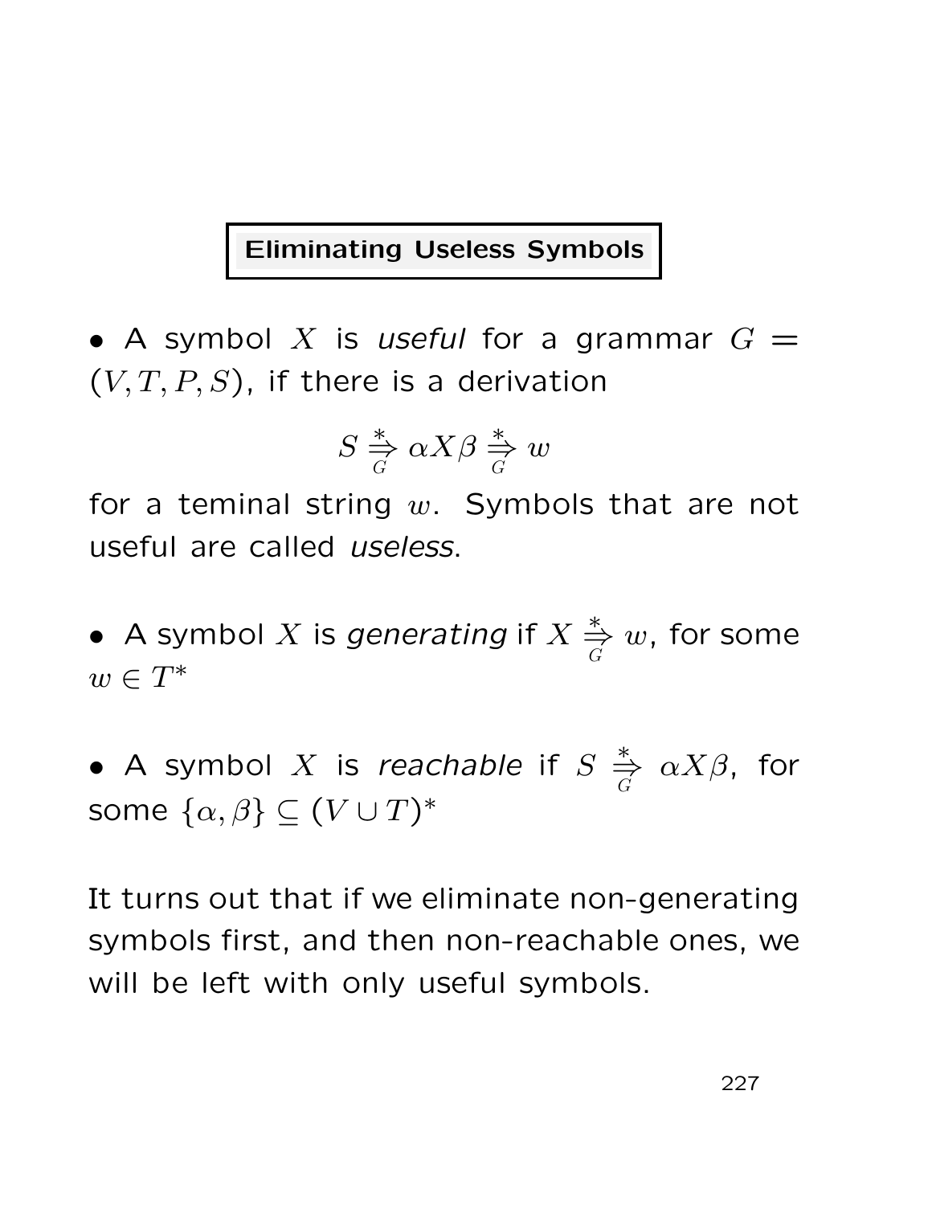## Eliminating Useless Symbols

- A symbol $X$ is *useful* for a grammar $G = (V, T, P, S)$, if there is a derivation

$$S \overset{*}{\underset{G}{\Rightarrow}} \alpha X \beta \overset{*}{\underset{G}{\Rightarrow}} w$$

for a teminal string $w$. Symbols that are not useful are called *useless*.

- A symbol $X$ is *generating* if $X \overset{*}{\underset{G}{\Rightarrow}} w$, for some $w \in T^*$

- A symbol $X$ is *reachable* if $S \overset{*}{\underset{G}{\Rightarrow}} \alpha X \beta$, for some $\{\alpha, \beta\} \subseteq (V \cup T)^*$

It turns out that if we eliminate non-generating symbols first, and then non-reachable ones, we will be left with only useful symbols.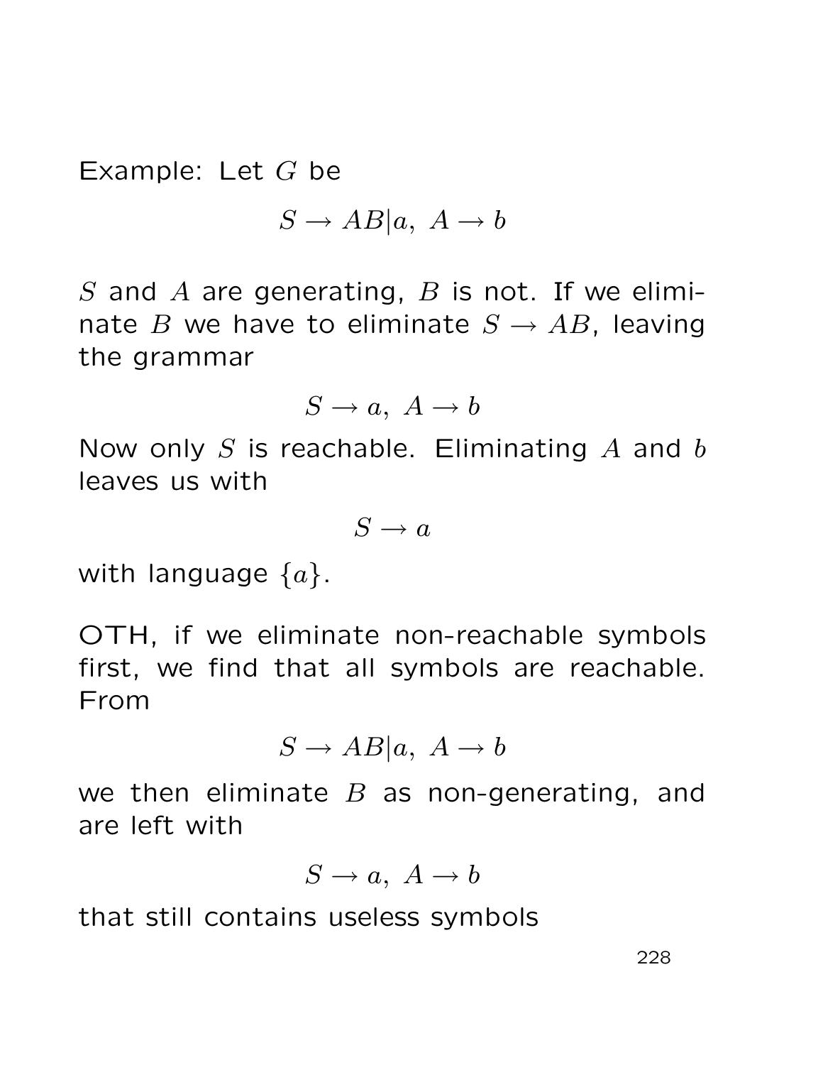Example: Let $G$ be

$$S \rightarrow AB|a, \ A \rightarrow b$$

$S$ and $A$ are generating, $B$ is not. If we eliminate $B$ we have to eliminate $S \rightarrow AB$, leaving the grammar

$$S \rightarrow a, \ A \rightarrow b$$

Now only $S$ is reachable. Eliminating $A$ and $b$ leaves us with

$$S \rightarrow a$$

with language $\{a\}$.

OTH, if we eliminate non-reachable symbols first, we find that all symbols are reachable. From

$$S \rightarrow AB|a, \ A \rightarrow b$$

we then eliminate $B$ as non-generating, and are left with

$$S \rightarrow a, \ A \rightarrow b$$

that still contains useless symbols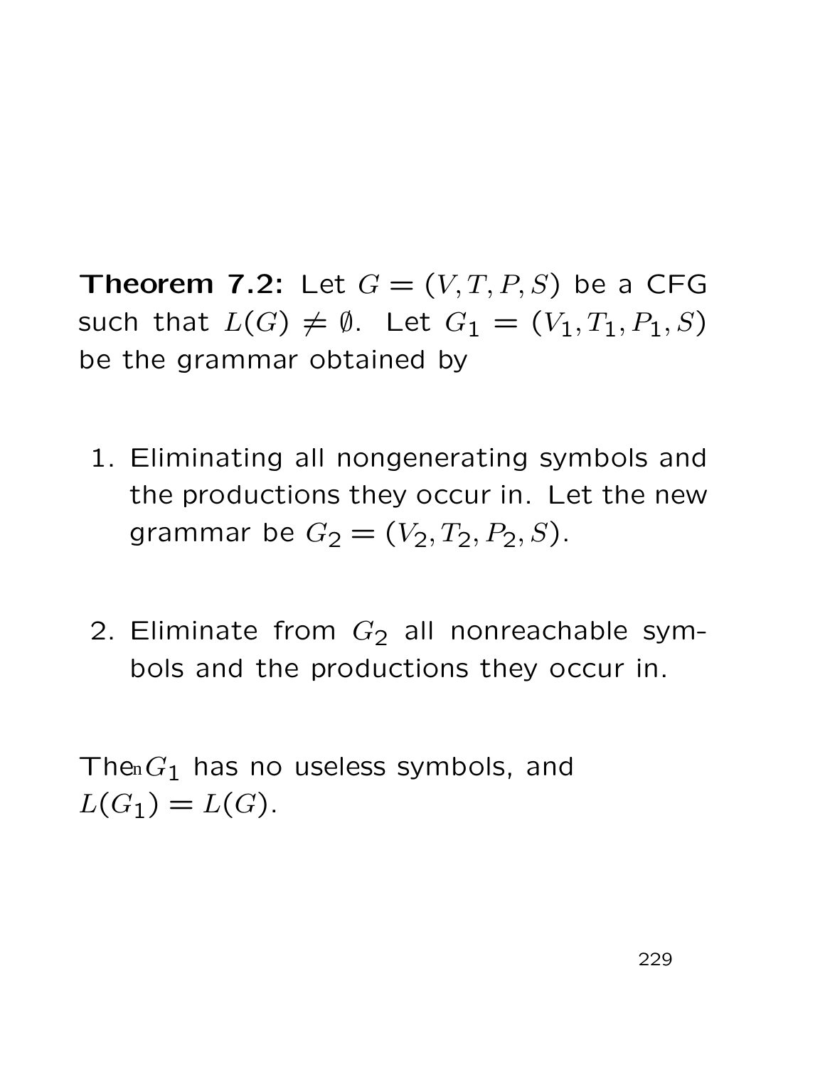**Theorem 7.2:** Let $G = (V, T, P, S)$ be a CFG such that $L(G) \neq \emptyset$. Let $G_1 = (V_1, T_1, P_1, S)$ be the grammar obtained by

1. Eliminating all nongenerating symbols and the productions they occur in. Let the new grammar be $G_2 = (V_2, T_2, P_2, S)$.

2. Eliminate from $G_2$ all nonreachable symbols and the productions they occur in.

Then $G_1$ has no useless symbols, and $L(G_1) = L(G)$.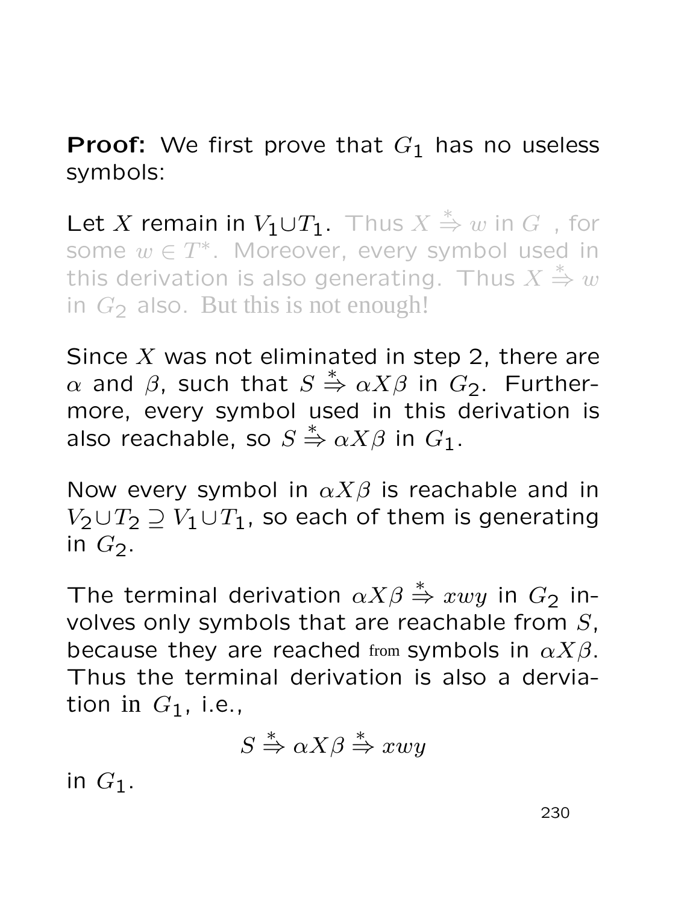**Proof:** We first prove that $G_1$ has no useless symbols:

Let $X$ remain in $V_1 \cup T_1$. Thus $X \stackrel{*}{\Rightarrow} w$ in $G$ , for some $w \in T^*$. Moreover, every symbol used in this derivation is also generating. Thus $X \stackrel{*}{\Rightarrow} w$ in $G_2$ also. But this is not enough!

Since $X$ was not eliminated in step 2, there are $\alpha$ and $\beta$, such that $S \stackrel{*}{\Rightarrow} \alpha X \beta$ in $G_2$. Furthermore, every symbol used in this derivation is also reachable, so $S \stackrel{*}{\Rightarrow} \alpha X \beta$ in $G_1$.

Now every symbol in $\alpha X \beta$ is reachable and in $V_2 \cup T_2 \supseteq V_1 \cup T_1$, so each of them is generating in $G_2$.

The terminal derivation $\alpha X \beta \stackrel{*}{\Rightarrow} xwy$ in $G_2$ involves only symbols that are reachable from $S$, because they are reached from symbols in $\alpha X \beta$. Thus the terminal derivation is also a derviation in $G_1$, i.e.,

$$S \stackrel{*}{\Rightarrow} \alpha X \beta \stackrel{*}{\Rightarrow} xwy$$

in $G_1$.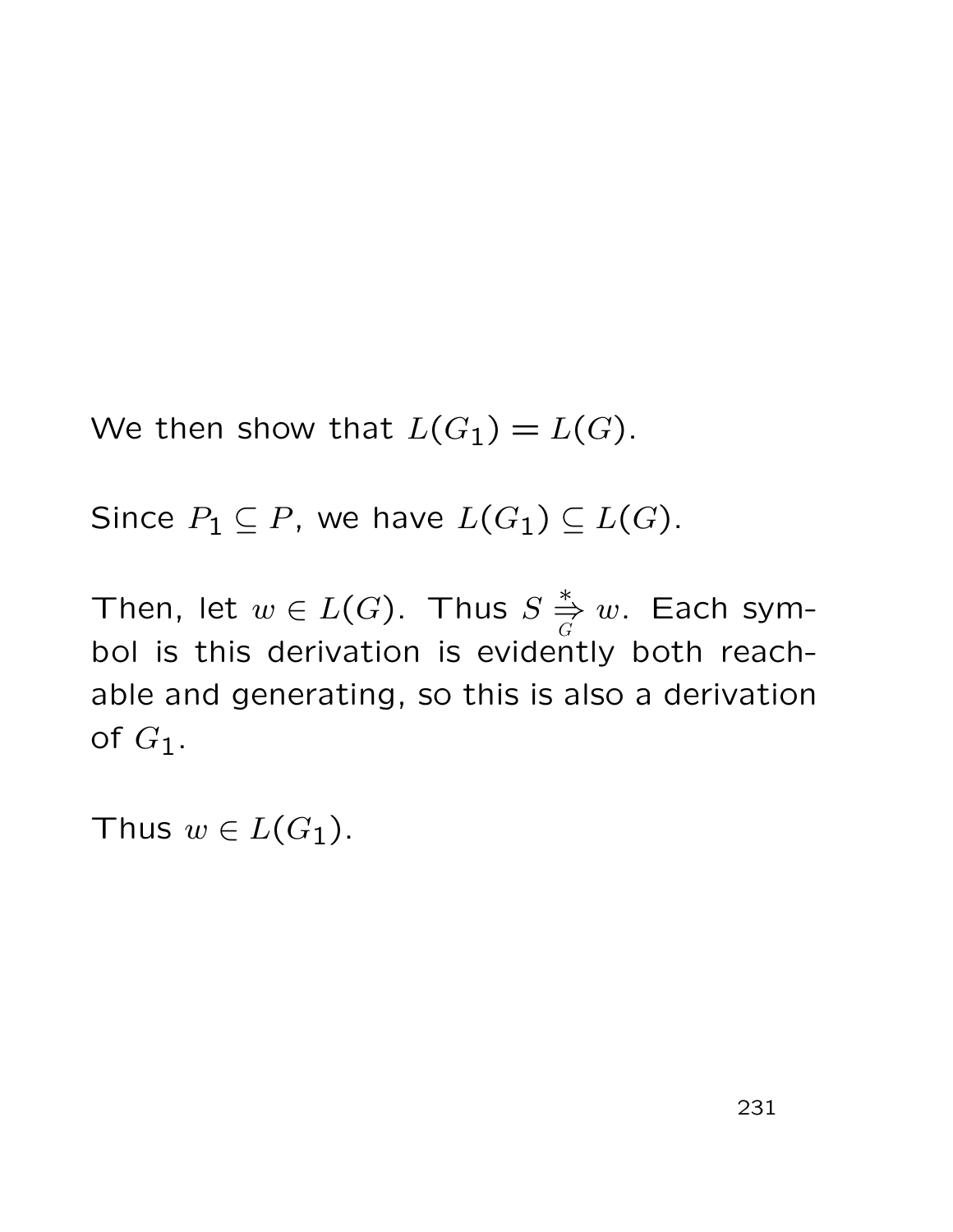We then show that $L(G_1) = L(G)$.

Since $P_1 \subseteq P$, we have $L(G_1) \subseteq L(G)$.

Then, let $w \in L(G)$. Thus $S \overset{*}{\underset{G}{\Rightarrow}} w$. Each symbol is this derivation is evidently both reachable and generating, so this is also a derivation of $G_1$.

Thus $w \in L(G_1)$.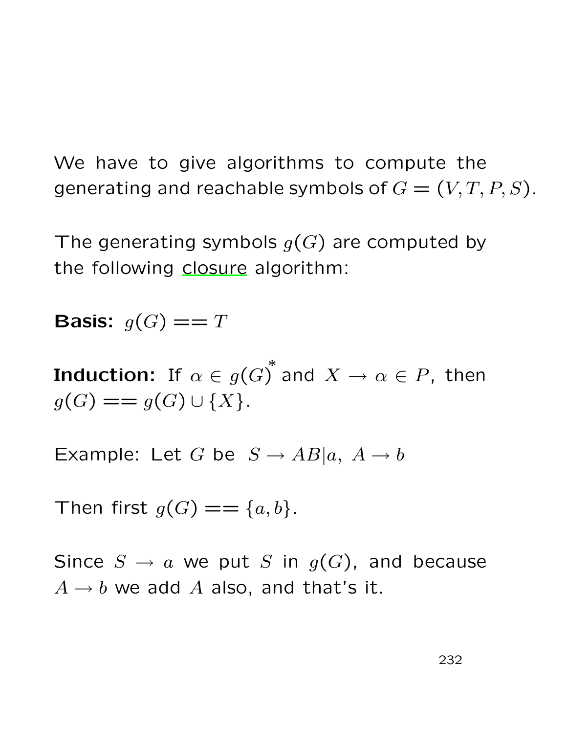We have to give algorithms to compute the generating and reachable symbols of $G = (V, T, P, S)$.

The generating symbols $g(G)$ are computed by the following closure algorithm:

**Basis:** $g(G) == T$

**Induction:** If $\alpha \in g(G)^*$ and $X \to \alpha \in P$, then $g(G) == g(G) \cup \{X\}$.

Example: Let $G$ be $S \to AB|a, \; A \to b$

Then first $g(G) == \{a, b\}$.

Since $S \to a$ we put $S$ in $g(G)$, and because $A \to b$ we add $A$ also, and that's it.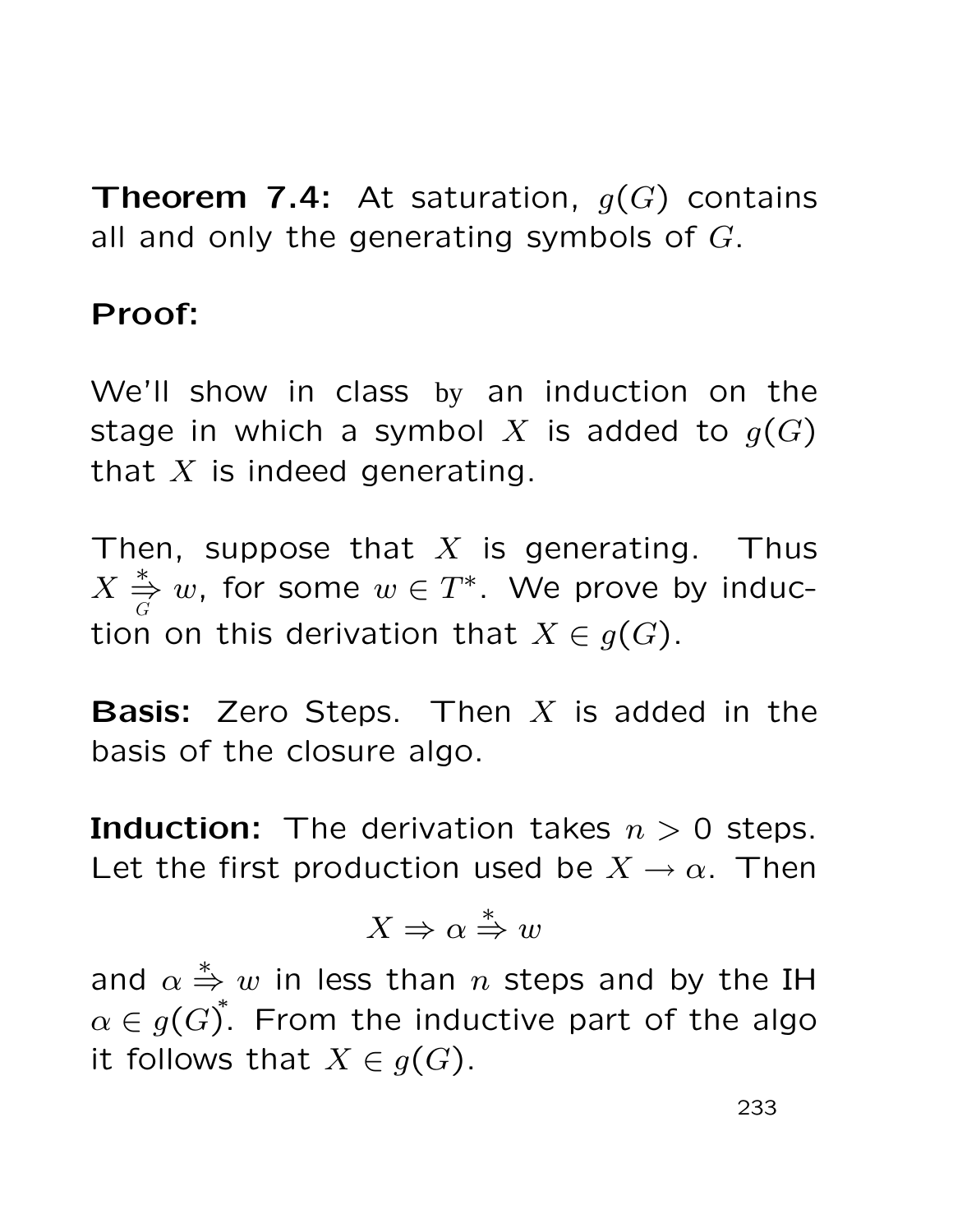**Theorem 7.4:** At saturation, $g(G)$ contains all and only the generating symbols of $G$.

**Proof:**

We'll show in class by an induction on the stage in which a symbol $X$ is added to $g(G)$ that $X$ is indeed generating.

Then, suppose that $X$ is generating. Thus $X \overset{*}{\underset{G}{\Rightarrow}} w$, for some $w \in T^*$. We prove by induction on this derivation that $X \in g(G)$.

**Basis:** Zero Steps. Then $X$ is added in the basis of the closure algo.

**Induction:** The derivation takes $n > 0$ steps. Let the first production used be $X \to \alpha$. Then

$$X \Rightarrow \alpha \overset{*}{\Rightarrow} w$$

and $\alpha \overset{*}{\Rightarrow} w$ in less than $n$ steps and by the IH $\alpha \in g(G)^*$. From the inductive part of the algo it follows that $X \in g(G)$.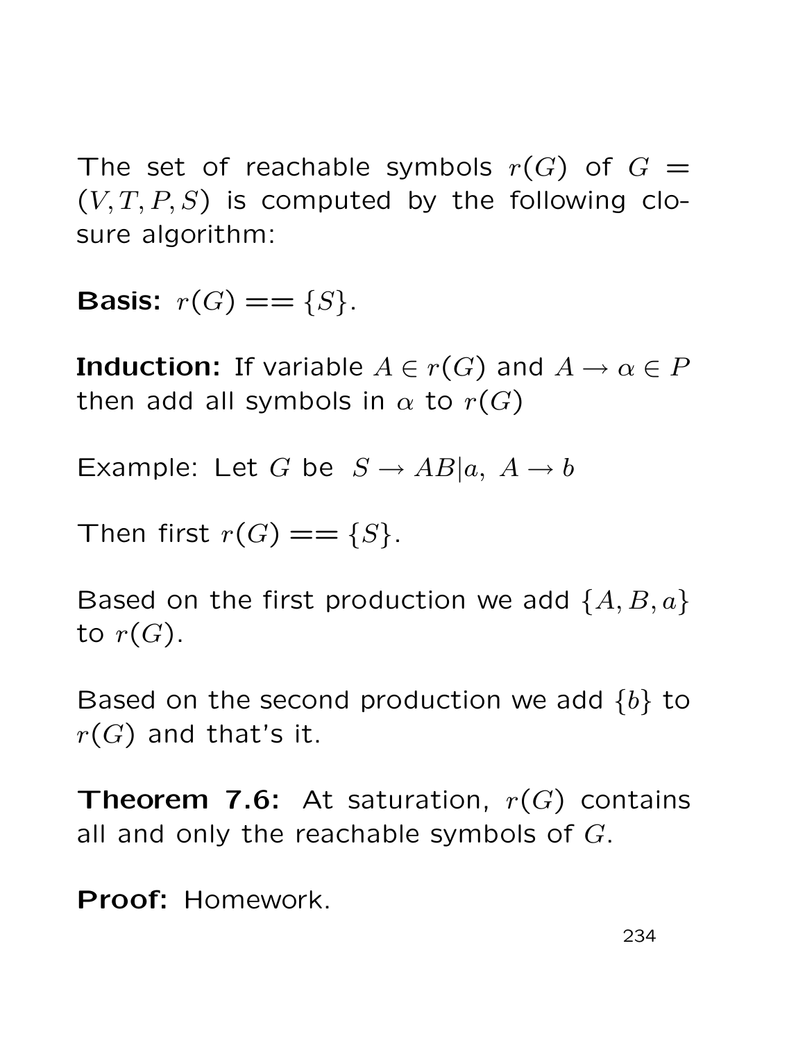The set of reachable symbols $r(G)$ of $G = (V, T, P, S)$ is computed by the following closure algorithm:

**Basis:** $r(G) == \{S\}$.

**Induction:** If variable $A \in r(G)$ and $A \to \alpha \in P$ then add all symbols in $\alpha$ to $r(G)$

Example: Let $G$ be $S \to AB|a,\ A \to b$

Then first $r(G) == \{S\}$.

Based on the first production we add $\{A, B, a\}$ to $r(G)$.

Based on the second production we add $\{b\}$ to $r(G)$ and that's it.

**Theorem 7.6:** At saturation, $r(G)$ contains all and only the reachable symbols of $G$.

**Proof:** Homework.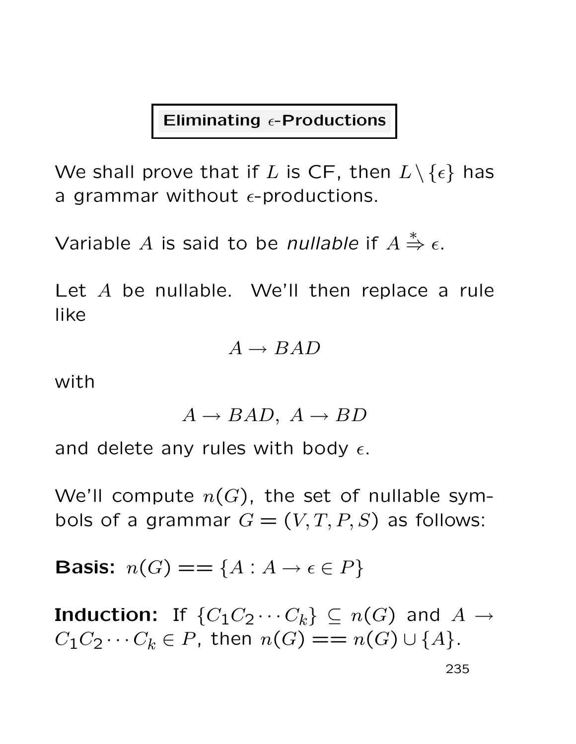## Eliminating $\epsilon$-Productions

We shall prove that if $L$ is CF, then $L \setminus \{\epsilon\}$ has a grammar without $\epsilon$-productions.

Variable $A$ is said to be *nullable* if $A \stackrel{*}{\Rightarrow} \epsilon$.

Let $A$ be nullable. We'll then replace a rule like

$$A \rightarrow BAD$$

with

$$A \rightarrow BAD, \ A \rightarrow BD$$

and delete any rules with body $\epsilon$.

We'll compute $n(G)$, the set of nullable symbols of a grammar $G = (V, T, P, S)$ as follows:

**Basis:** $n(G) == \{A : A \rightarrow \epsilon \in P\}$

**Induction:** If $\{C_1 C_2 \cdots C_k\} \subseteq n(G)$ and $A \rightarrow C_1 C_2 \cdots C_k \in P$, then $n(G) == n(G) \cup \{A\}$.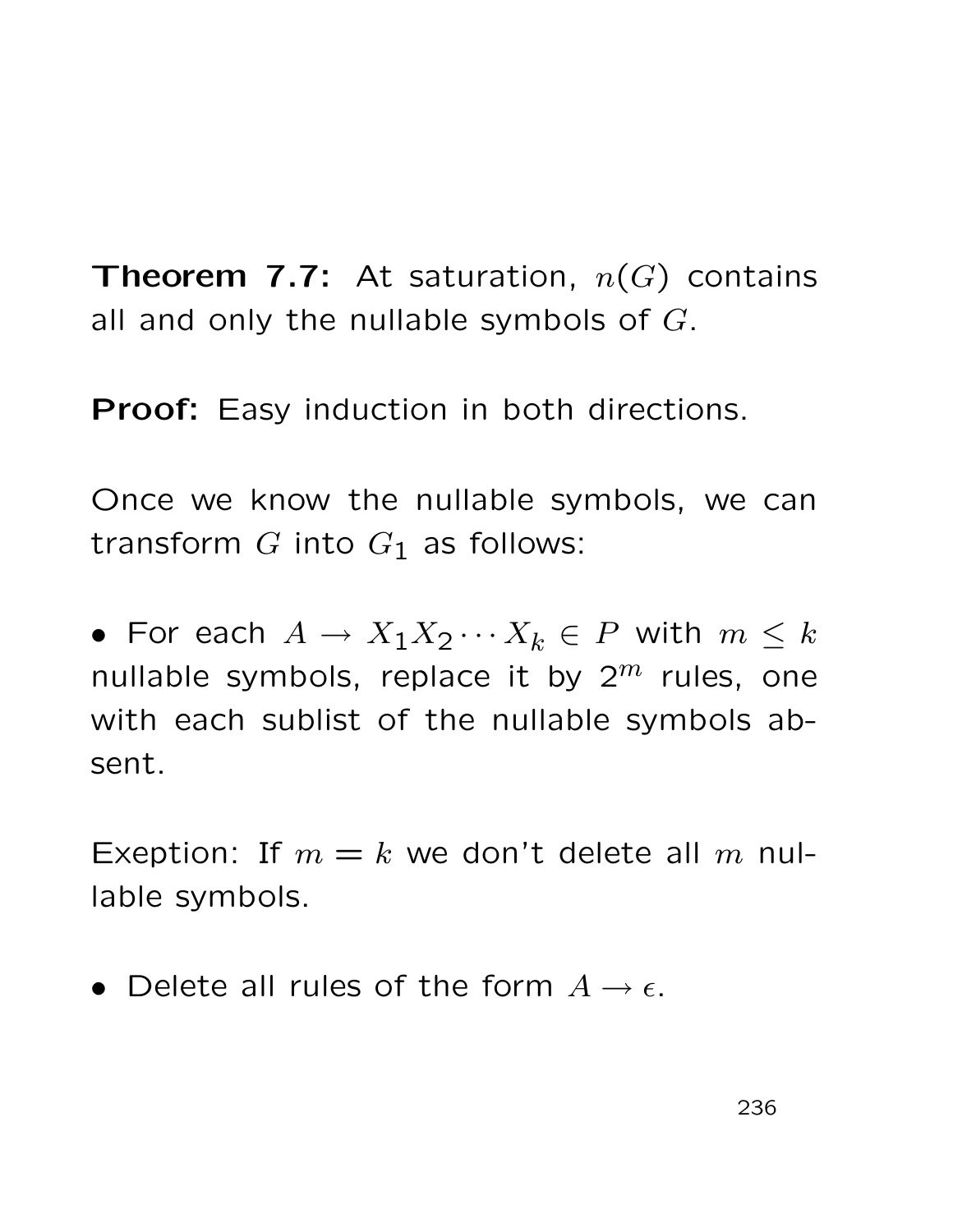**Theorem 7.7:** At saturation, $n(G)$ contains all and only the nullable symbols of $G$.

**Proof:** Easy induction in both directions.

Once we know the nullable symbols, we can transform $G$ into $G_1$ as follows:

- For each $A \rightarrow X_1 X_2 \cdots X_k \in P$ with $m \leq k$ nullable symbols, replace it by $2^m$ rules, one with each sublist of the nullable symbols absent.

Exeption: If $m = k$ we don't delete all $m$ nullable symbols.

- Delete all rules of the form $A \rightarrow \epsilon$.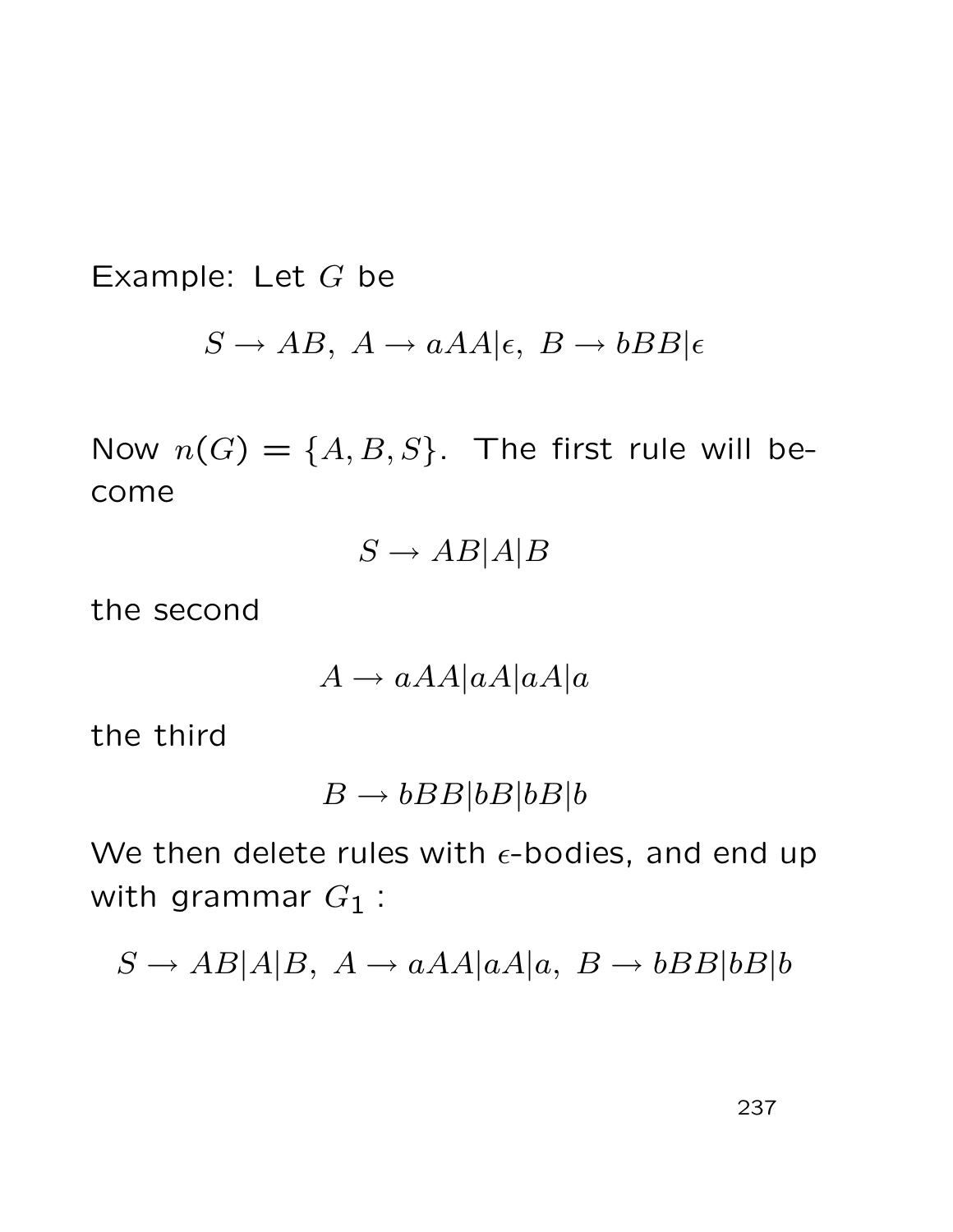Example: Let $G$ be

$$S \rightarrow AB,\ A \rightarrow aAA|\epsilon,\ B \rightarrow bBB|\epsilon$$

Now $n(G) = \{A, B, S\}$. The first rule will become

$$S \rightarrow AB|A|B$$

the second

$$A \rightarrow aAA|aA|aA|a$$

the third

$$B \rightarrow bBB|bB|bB|b$$

We then delete rules with $\epsilon$-bodies, and end up with grammar $G_1$ :

$$S \rightarrow AB|A|B,\ A \rightarrow aAA|aA|a,\ B \rightarrow bBB|bB|b$$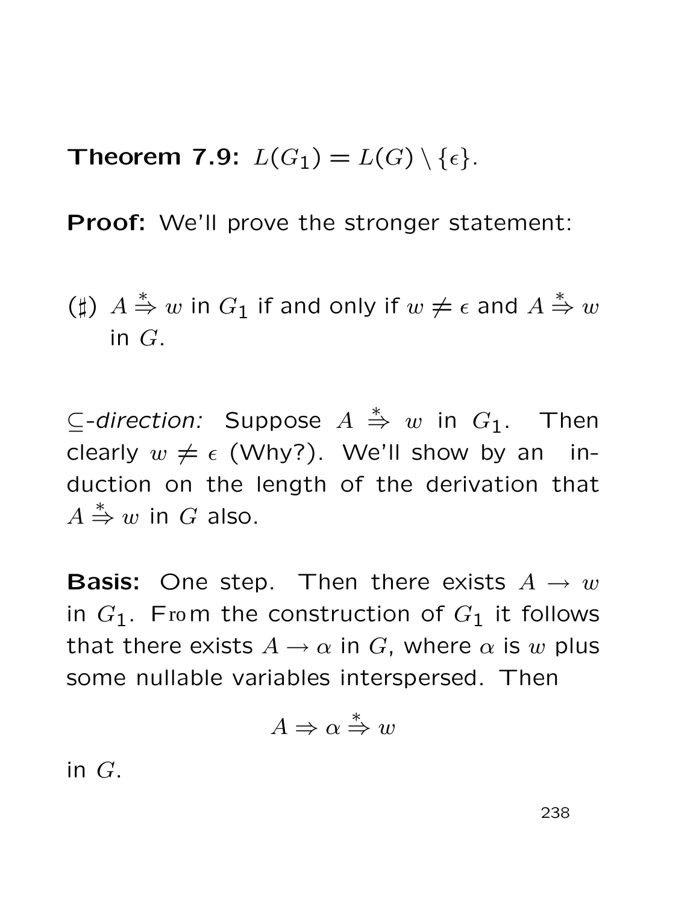**Theorem 7.9:** $L(G_1) = L(G) \setminus \{\epsilon\}$.

**Proof:** We'll prove the stronger statement:

($\sharp$) $A \overset{*}{\Rightarrow} w$ in $G_1$ if and only if $w \neq \epsilon$ and $A \overset{*}{\Rightarrow} w$ in $G$.

$\subseteq$-*direction:* Suppose $A \overset{*}{\Rightarrow} w$ in $G_1$. Then clearly $w \neq \epsilon$ (Why?). We'll show by an induction on the length of the derivation that $A \overset{*}{\Rightarrow} w$ in $G$ also.

**Basis:** One step. Then there exists $A \to w$ in $G_1$. From the construction of $G_1$ it follows that there exists $A \to \alpha$ in $G$, where $\alpha$ is $w$ plus some nullable variables interspersed. Then

$$A \Rightarrow \alpha \overset{*}{\Rightarrow} w$$

in $G$.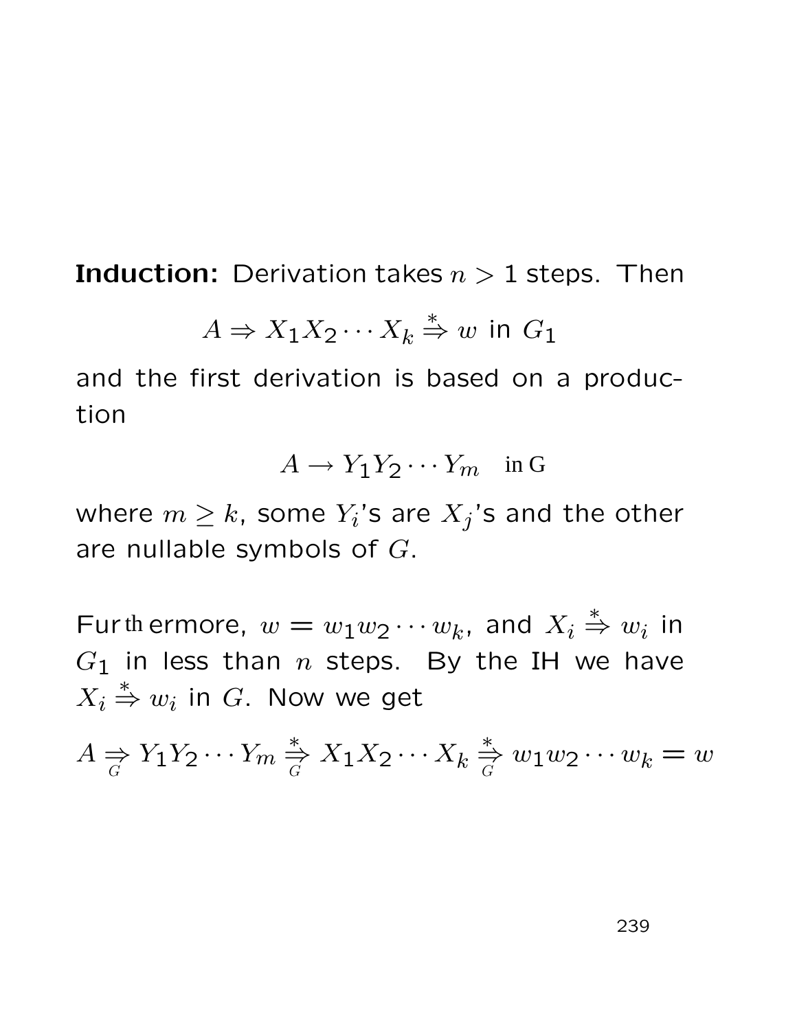**Induction:** Derivation takes $n > 1$ steps. Then

$$A \Rightarrow X_1 X_2 \cdots X_k \stackrel{*}{\Rightarrow} w \text{ in } G_1$$

and the first derivation is based on a production

$$A \rightarrow Y_1 Y_2 \cdots Y_m \quad \text{in G}$$

where $m \geq k$, some $Y_i$'s are $X_j$'s and the other are nullable symbols of $G$.

Furthermore, $w = w_1 w_2 \cdots w_k$, and $X_i \stackrel{*}{\Rightarrow} w_i$ in $G_1$ in less than $n$ steps. By the IH we have $X_i \stackrel{*}{\Rightarrow} w_i$ in $G$. Now we get

$$A \underset{G}{\Rightarrow} Y_1 Y_2 \cdots Y_m \underset{G}{\stackrel{*}{\Rightarrow}} X_1 X_2 \cdots X_k \underset{G}{\stackrel{*}{\Rightarrow}} w_1 w_2 \cdots w_k = w$$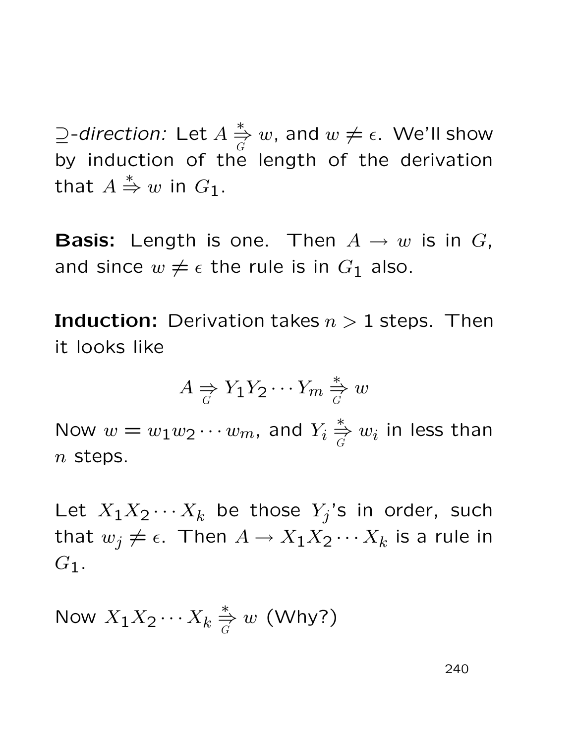$\supseteq$-*direction:* Let $A \overset{*}{\underset{G}{\Rightarrow}} w$, and $w \neq \epsilon$. We'll show by induction of the length of the derivation that $A \overset{*}{\Rightarrow} w$ in $G_1$.

**Basis:** Length is one. Then $A \rightarrow w$ is in $G$, and since $w \neq \epsilon$ the rule is in $G_1$ also.

**Induction:** Derivation takes $n > 1$ steps. Then it looks like

$$A \underset{G}{\Rightarrow} Y_1 Y_2 \cdots Y_m \overset{*}{\underset{G}{\Rightarrow}} w$$

Now $w = w_1 w_2 \cdots w_m$, and $Y_i \overset{*}{\underset{G}{\Rightarrow}} w_i$ in less than $n$ steps.

Let $X_1 X_2 \cdots X_k$ be those $Y_j$'s in order, such that $w_j \neq \epsilon$. Then $A \rightarrow X_1 X_2 \cdots X_k$ is a rule in $G_1$.

Now $X_1 X_2 \cdots X_k \overset{*}{\underset{G}{\Rightarrow}} w$ (Why?)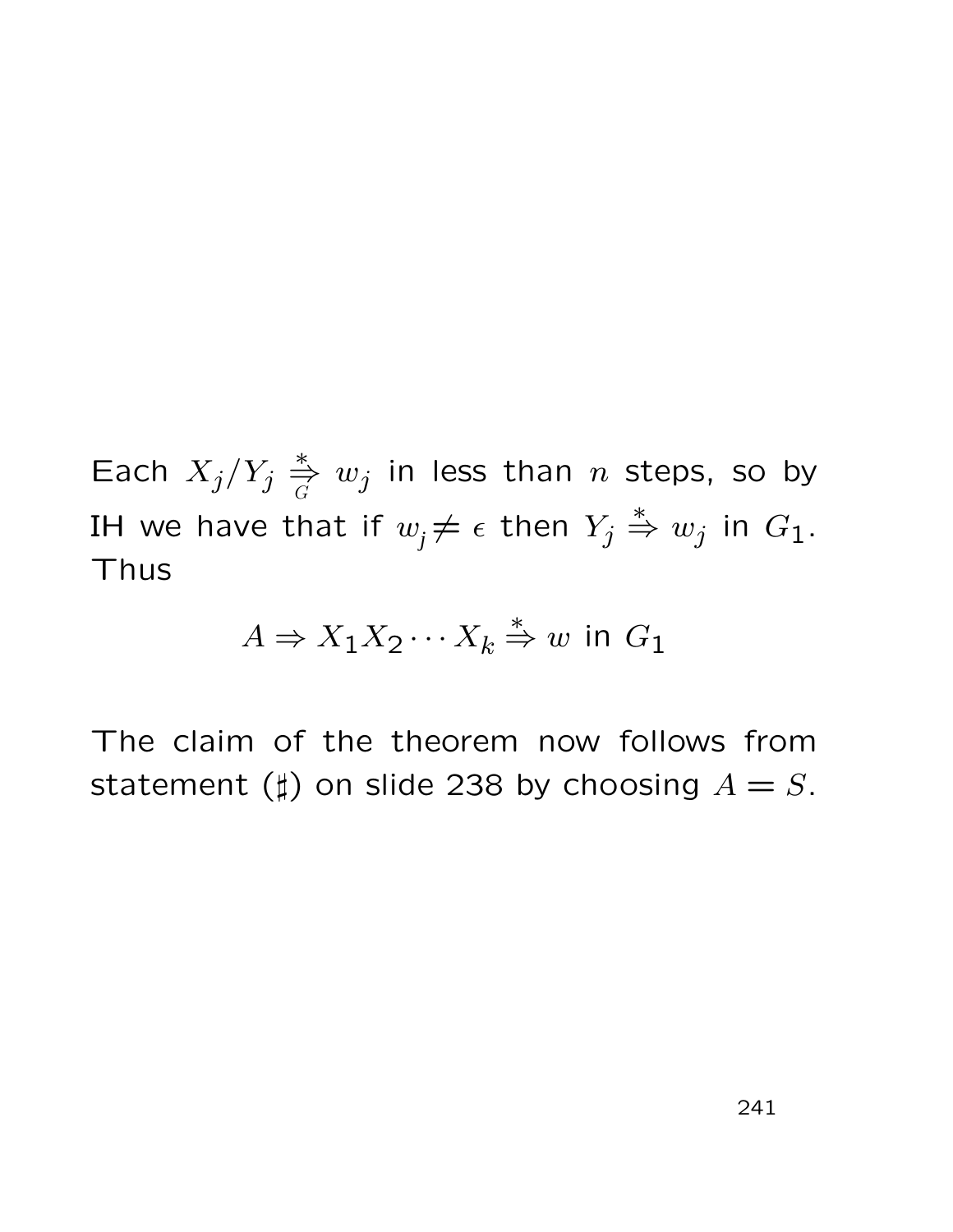Each $X_j/Y_j \overset{*}{\underset{G}{\Rightarrow}} w_j$ in less than $n$ steps, so by IH we have that if $w_j \neq \epsilon$ then $Y_j \overset{*}{\Rightarrow} w_j$ in $G_1$. Thus

$$A \Rightarrow X_1 X_2 \cdots X_k \overset{*}{\Rightarrow} w \text{ in } G_1$$

The claim of the theorem now follows from statement ($\sharp$) on slide 238 by choosing $A = S$.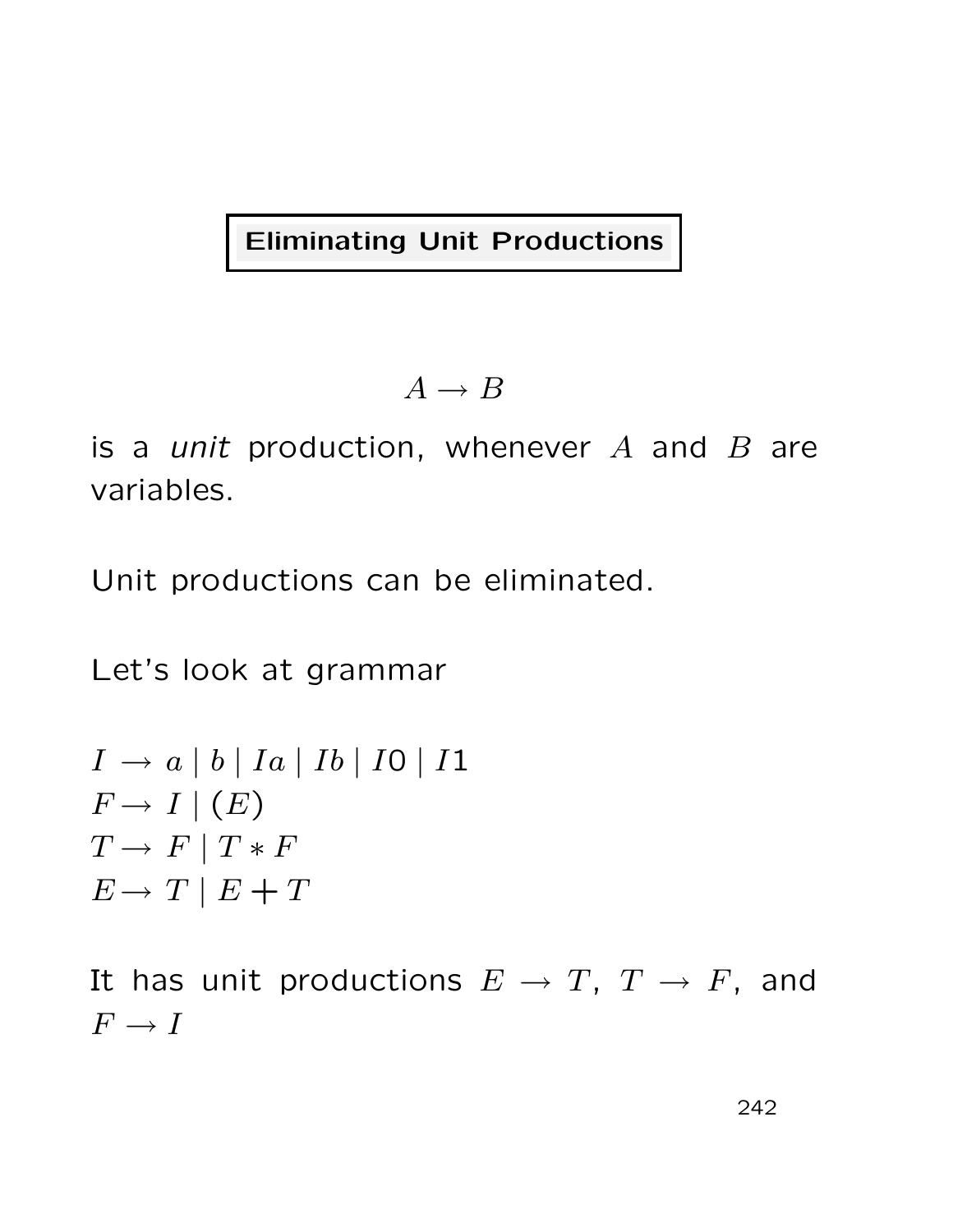## Eliminating Unit Productions

$$A \rightarrow B$$

is a *unit* production, whenever $A$ and $B$ are variables.

Unit productions can be eliminated.

Let's look at grammar

$I \rightarrow a \mid b \mid Ia \mid Ib \mid I0 \mid I1$
$F \rightarrow I \mid (E)$
$T \rightarrow F \mid T * F$
$E \rightarrow T \mid E + T$

It has unit productions $E \rightarrow T$, $T \rightarrow F$, and $F \rightarrow I$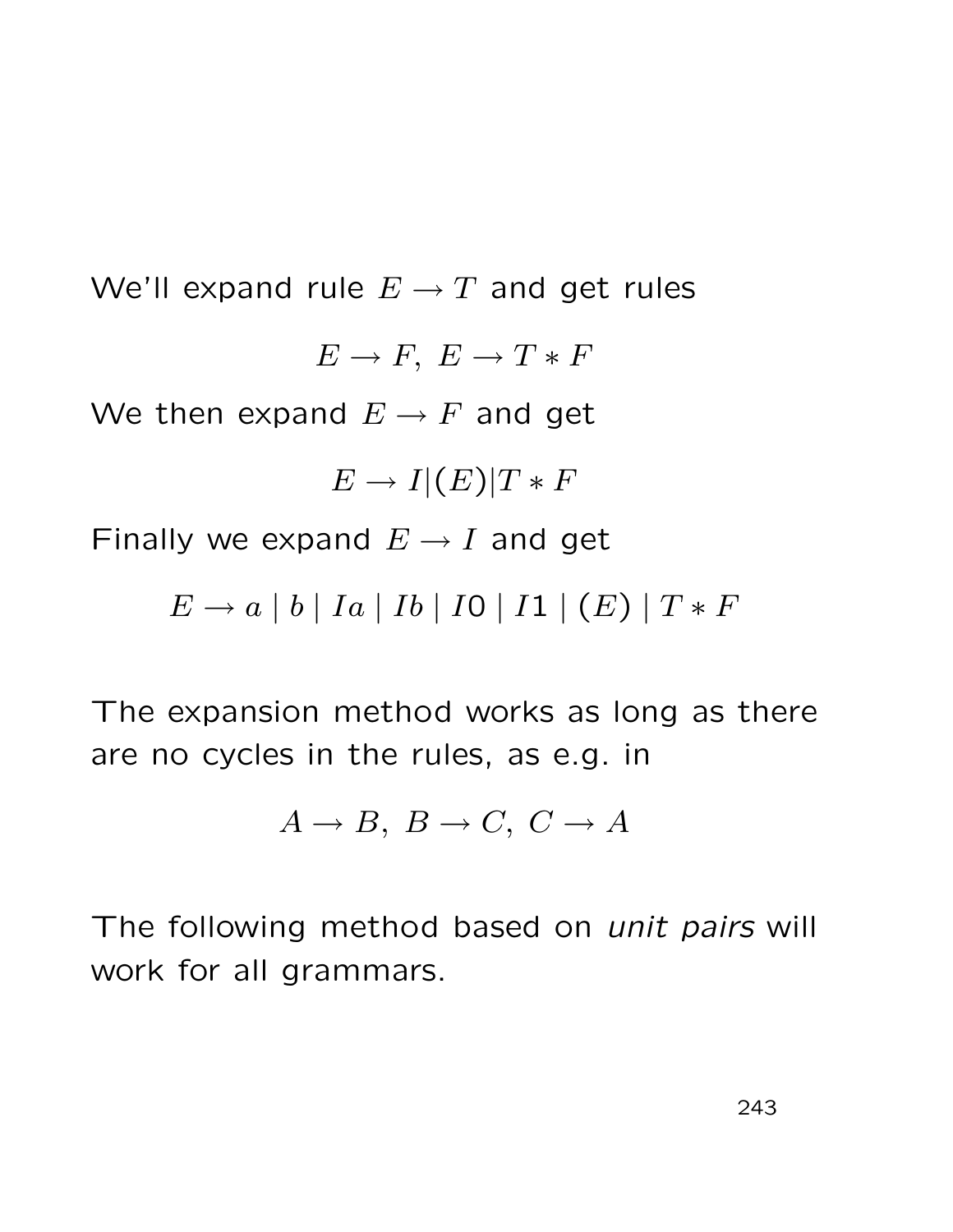We'll expand rule $E \to T$ and get rules

$$E \to F, \; E \to T * F$$

We then expand $E \to F$ and get

$$E \to I | (E) | T * F$$

Finally we expand $E \to I$ and get

$$E \to a \mid b \mid Ia \mid Ib \mid I0 \mid I1 \mid (E) \mid T * F$$

The expansion method works as long as there are no cycles in the rules, as e.g. in

$$A \to B, \; B \to C, \; C \to A$$

The following method based on *unit pairs* will work for all grammars.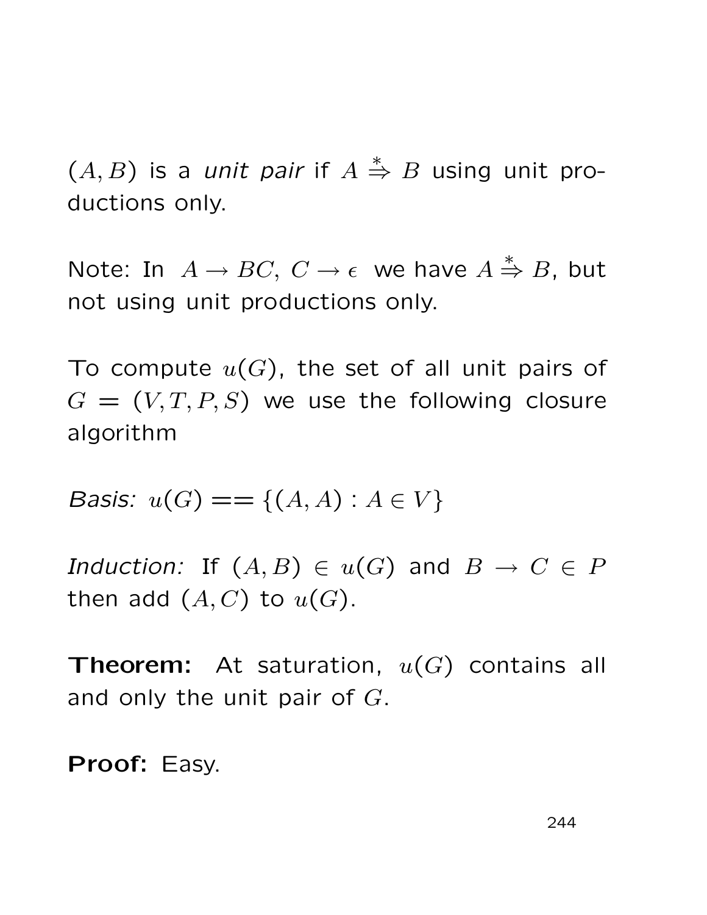$(A, B)$ is a *unit pair* if $A \stackrel{*}{\Rightarrow} B$ using unit productions only.

Note: In $A \rightarrow BC, \ C \rightarrow \epsilon$ we have $A \stackrel{*}{\Rightarrow} B$, but not using unit productions only.

To compute $u(G)$, the set of all unit pairs of $G = (V, T, P, S)$ we use the following closure algorithm

*Basis:* $u(G) == \{(A, A) : A \in V\}$

*Induction:* If $(A, B) \in u(G)$ and $B \rightarrow C \in P$ then add $(A, C)$ to $u(G)$.

**Theorem:** At saturation, $u(G)$ contains all and only the unit pair of $G$.

**Proof:** Easy.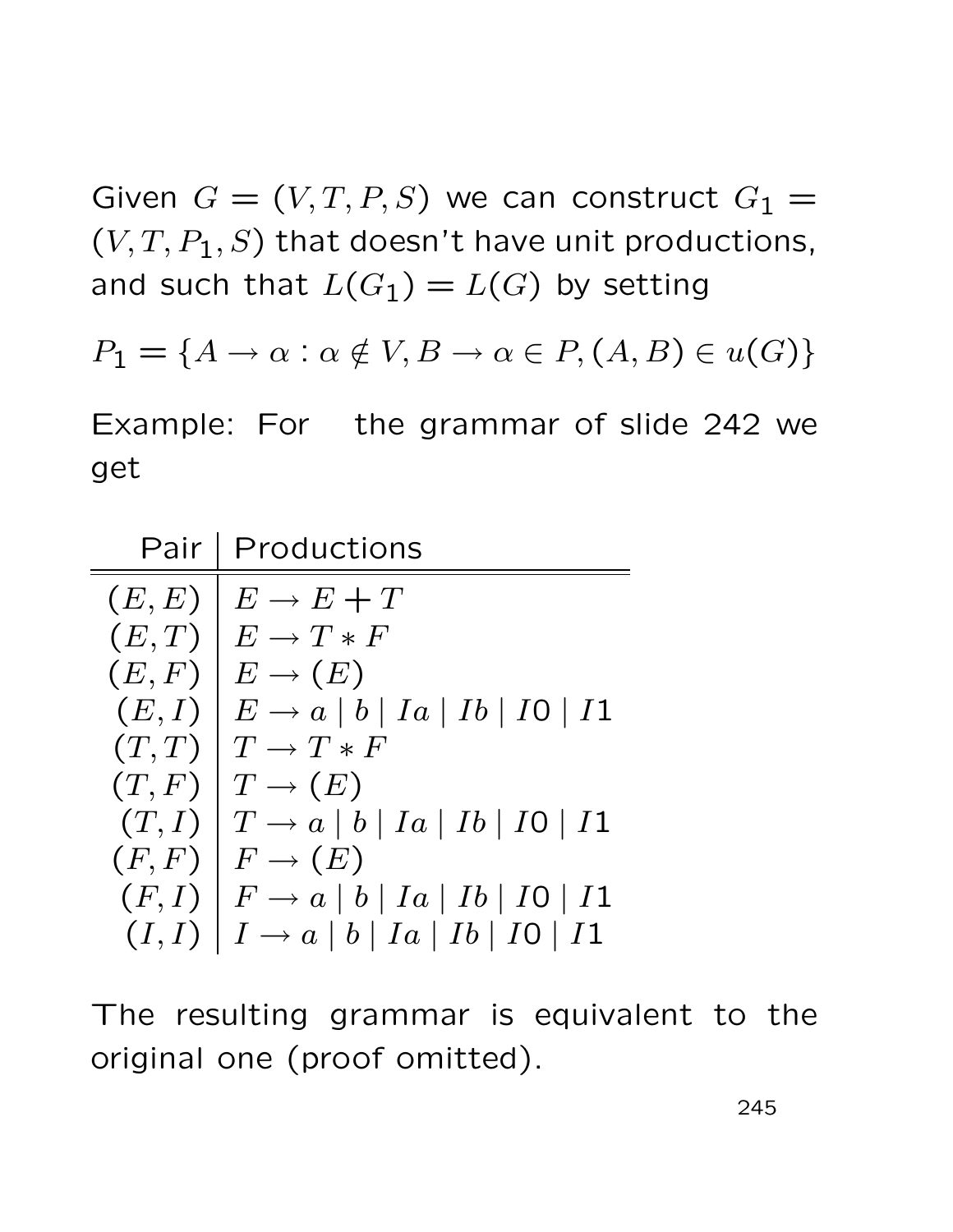Given $G = (V, T, P, S)$ we can construct $G_1 = (V, T, P_1, S)$ that doesn't have unit productions, and such that $L(G_1) = L(G)$ by setting

$$P_1 = \{A \to \alpha : \alpha \notin V, B \to \alpha \in P, (A, B) \in u(G)\}$$

Example: For the grammar of slide 242 we get

| Pair | Productions |
|---:|---|
| $(E, E)$ | $E \to E + T$ |
| $(E, T)$ | $E \to T * F$ |
| $(E, F)$ | $E \to (E)$ |
| $(E, I)$ | $E \to a \mid b \mid Ia \mid Ib \mid I0 \mid I1$ |
| $(T, T)$ | $T \to T * F$ |
| $(T, F)$ | $T \to (E)$ |
| $(T, I)$ | $T \to a \mid b \mid Ia \mid Ib \mid I0 \mid I1$ |
| $(F, F)$ | $F \to (E)$ |
| $(F, I)$ | $F \to a \mid b \mid Ia \mid Ib \mid I0 \mid I1$ |
| $(I, I)$ | $I \to a \mid b \mid Ia \mid Ib \mid I0 \mid I1$ |

The resulting grammar is equivalent to the original one (proof omitted).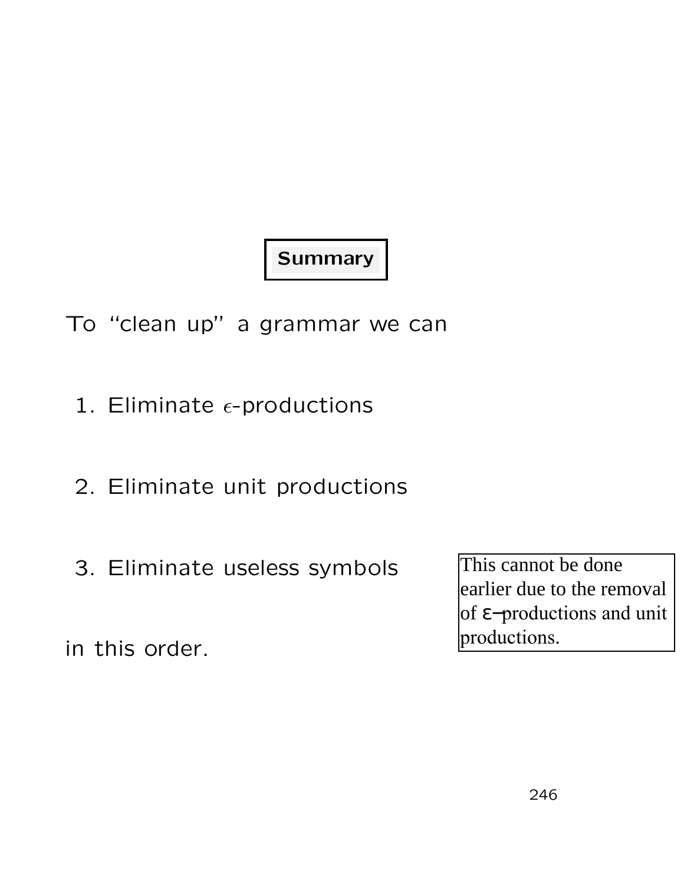## Summary

To "clean up" a grammar we can

1. Eliminate $\epsilon$-productions

2. Eliminate unit productions

3. Eliminate useless symbols

in this order.

This cannot be done earlier due to the removal of $\epsilon$–productions and unit productions.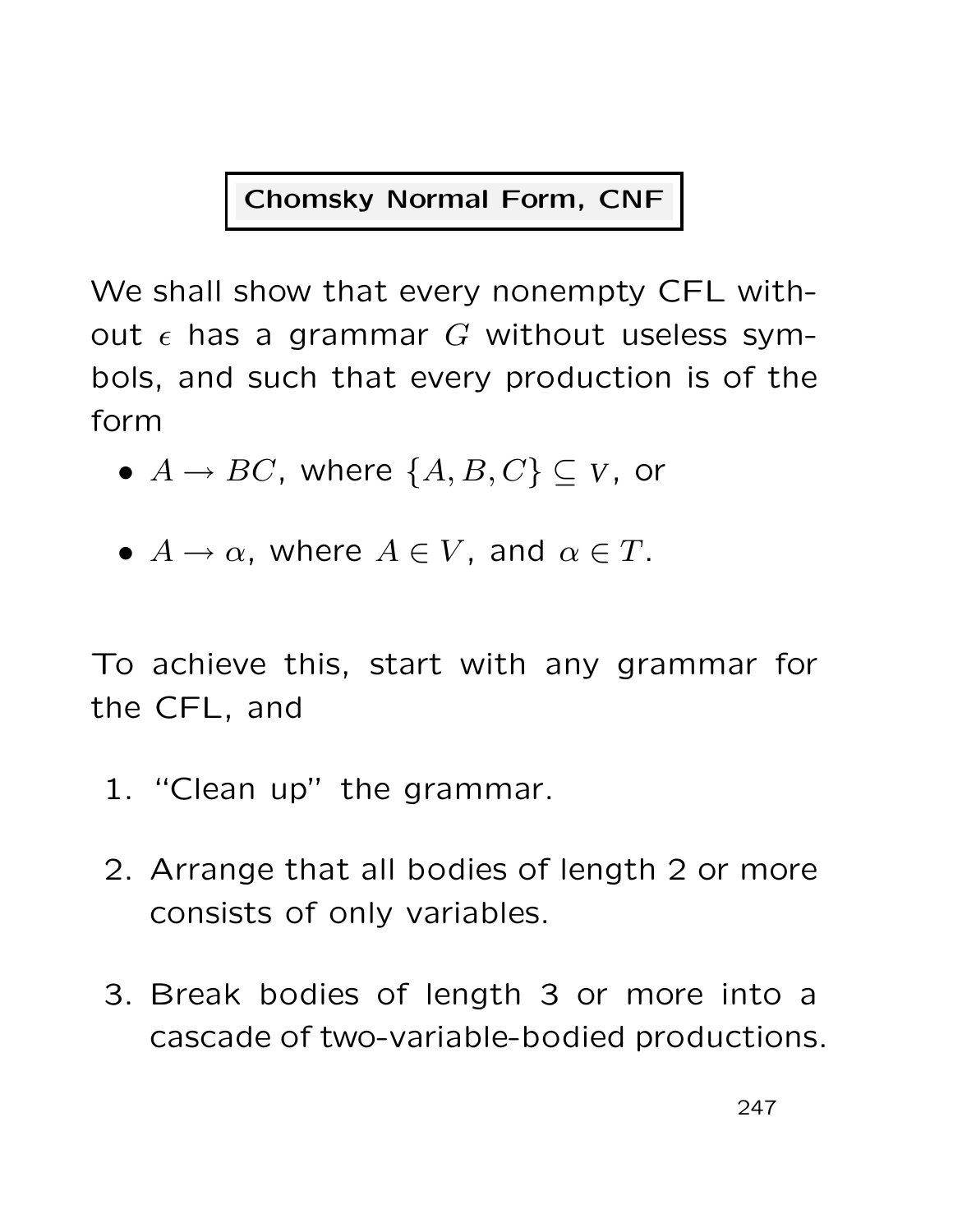## Chomsky Normal Form, CNF

We shall show that every nonempty CFL without $\epsilon$ has a grammar $G$ without useless symbols, and such that every production is of the form

- $A \rightarrow BC$, where $\{A, B, C\} \subseteq V$, or
- $A \rightarrow \alpha$, where $A \in V$, and $\alpha \in T$.

To achieve this, start with any grammar for the CFL, and

1. "Clean up" the grammar.
2. Arrange that all bodies of length 2 or more consists of only variables.
3. Break bodies of length 3 or more into a cascade of two-variable-bodied productions.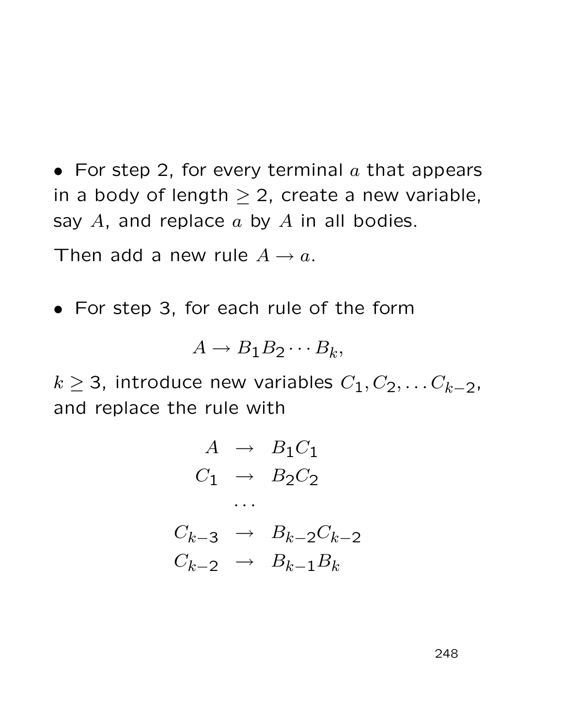- For step 2, for every terminal $a$ that appears in a body of length $\geq 2$, create a new variable, say $A$, and replace $a$ by $A$ in all bodies.

Then add a new rule $A \rightarrow a$.

- For step 3, for each rule of the form

$$A \rightarrow B_1 B_2 \cdots B_k,$$

$k \geq 3$, introduce new variables $C_1, C_2, \ldots C_{k-2}$, and replace the rule with

$$\begin{array}{rcl}
A & \rightarrow & B_1 C_1 \\
C_1 & \rightarrow & B_2 C_2 \\
 & \cdots & \\
C_{k-3} & \rightarrow & B_{k-2} C_{k-2} \\
C_{k-2} & \rightarrow & B_{k-1} B_k
\end{array}$$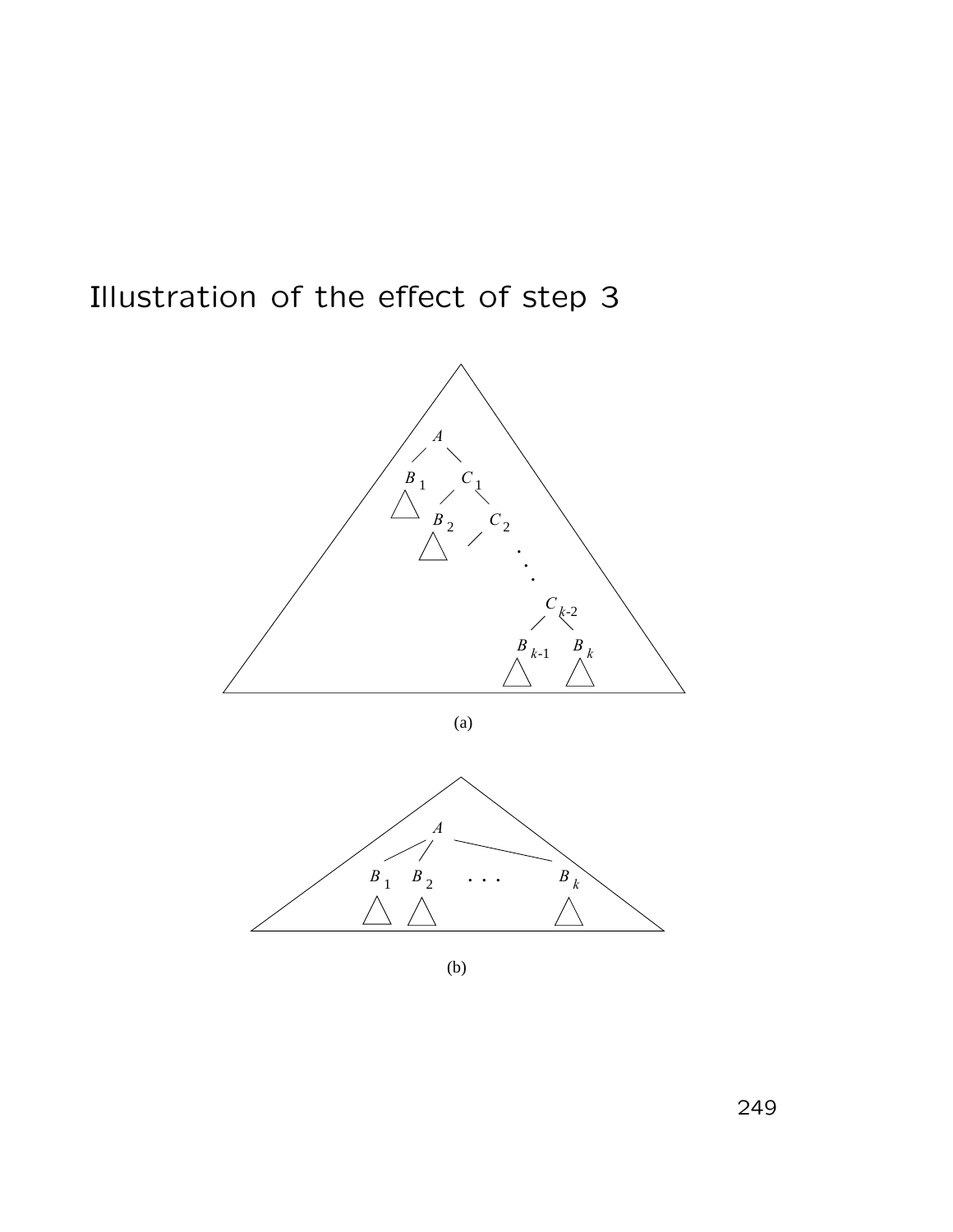# Illustration of the effect of step 3

(a)

(b)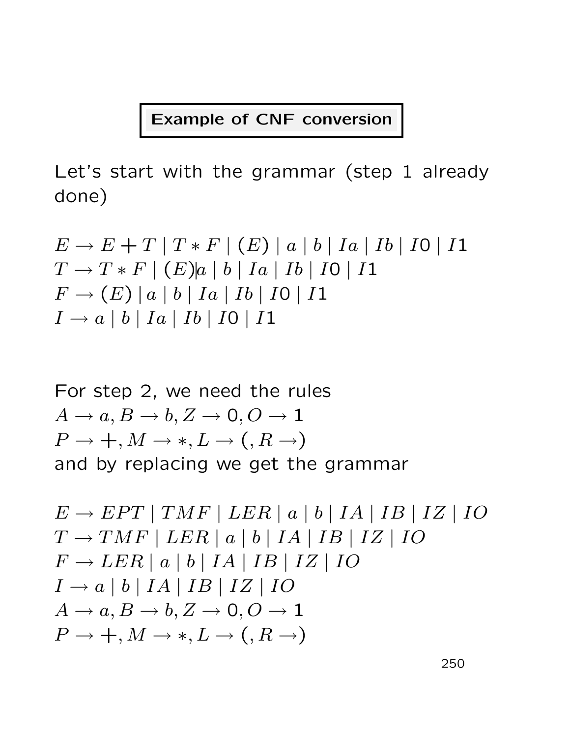## Example of CNF conversion

Let's start with the grammar (step 1 already done)

$$
\begin{aligned}
E &\to E + T \mid T * F \mid (E) \mid a \mid b \mid Ia \mid Ib \mid I0 \mid I1 \\
T &\to T * F \mid (E) \mid a \mid b \mid Ia \mid Ib \mid I0 \mid I1 \\
F &\to (E) \mid a \mid b \mid Ia \mid Ib \mid I0 \mid I1 \\
I &\to a \mid b \mid Ia \mid Ib \mid I0 \mid I1
\end{aligned}
$$

For step 2, we need the rules
$A \to a, B \to b, Z \to 0, O \to 1$
$P \to +, M \to *, L \to (, R \to)$
and by replacing we get the grammar

$$
\begin{aligned}
E &\to EPT \mid TMF \mid LER \mid a \mid b \mid IA \mid IB \mid IZ \mid IO \\
T &\to TMF \mid LER \mid a \mid b \mid IA \mid IB \mid IZ \mid IO \\
F &\to LER \mid a \mid b \mid IA \mid IB \mid IZ \mid IO \\
I &\to a \mid b \mid IA \mid IB \mid IZ \mid IO \\
A &\to a, B \to b, Z \to 0, O \to 1 \\
P &\to +, M \to *, L \to (, R \to)
\end{aligned}
$$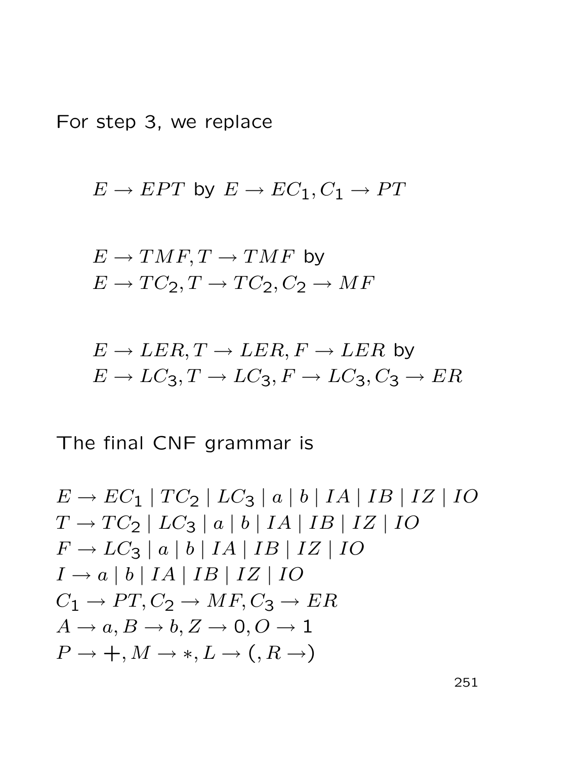For step 3, we replace

$E \rightarrow EPT$ by $E \rightarrow EC_1, C_1 \rightarrow PT$

$E \rightarrow TMF, T \rightarrow TMF$ by
$E \rightarrow TC_2, T \rightarrow TC_2, C_2 \rightarrow MF$

$E \rightarrow LER, T \rightarrow LER, F \rightarrow LER$ by
$E \rightarrow LC_3, T \rightarrow LC_3, F \rightarrow LC_3, C_3 \rightarrow ER$

The final CNF grammar is

$$
\begin{aligned}
&E \rightarrow EC_1 \mid TC_2 \mid LC_3 \mid a \mid b \mid IA \mid IB \mid IZ \mid IO \\
&T \rightarrow TC_2 \mid LC_3 \mid a \mid b \mid IA \mid IB \mid IZ \mid IO \\
&F \rightarrow LC_3 \mid a \mid b \mid IA \mid IB \mid IZ \mid IO \\
&I \rightarrow a \mid b \mid IA \mid IB \mid IZ \mid IO \\
&C_1 \rightarrow PT, C_2 \rightarrow MF, C_3 \rightarrow ER \\
&A \rightarrow a, B \rightarrow b, Z \rightarrow 0, O \rightarrow 1 \\
&P \rightarrow +, M \rightarrow *, L \rightarrow (, R \rightarrow )
\end{aligned}
$$